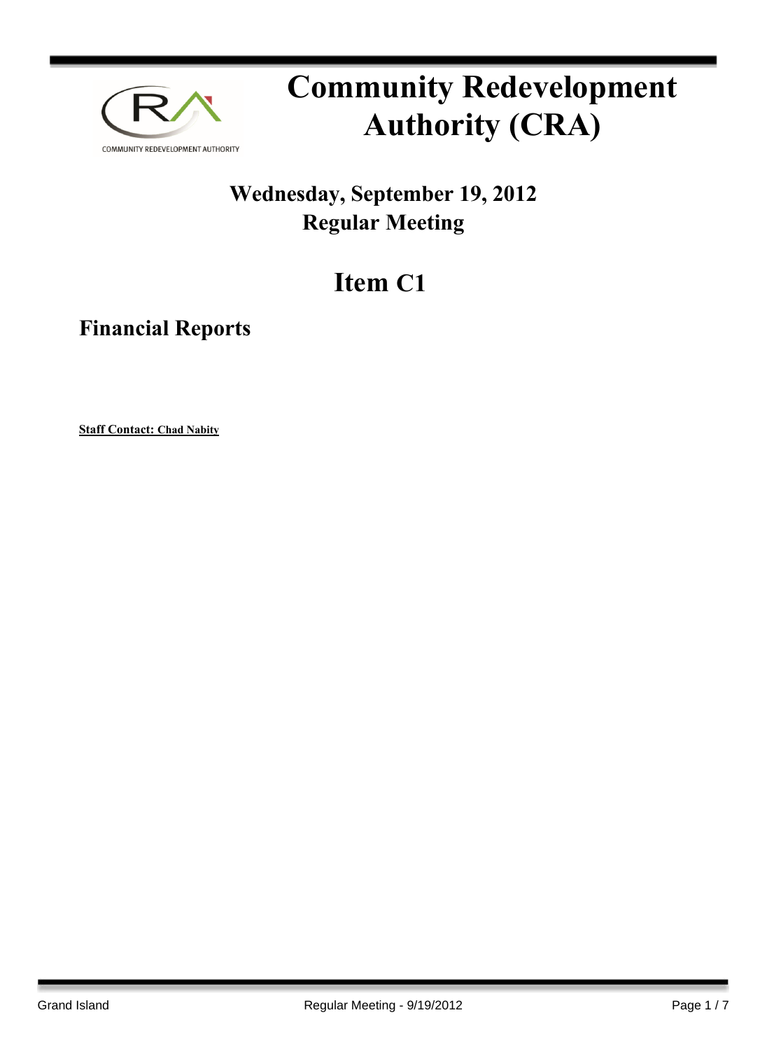# Community Redevelopment Authority (CRA)

## Wednesday, September 19, 2012
## Regular Meeting

# Item C1

## Financial Reports

**Staff Contact: Chad Nabity**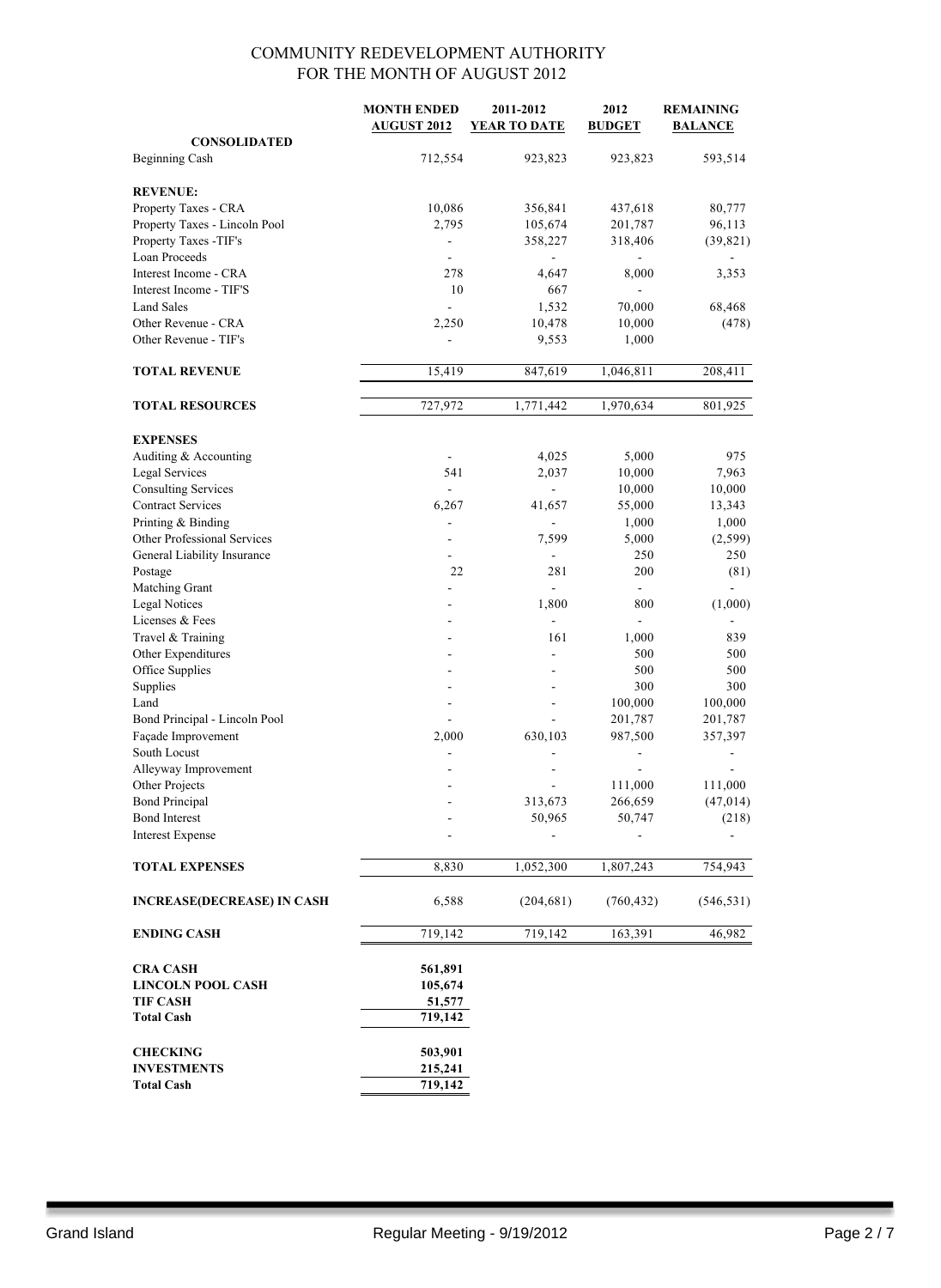# COMMUNITY REDEVELOPMENT AUTHORITY
## FOR THE MONTH OF AUGUST 2012

| | MONTH ENDED AUGUST 2012 | 2011-2012 YEAR TO DATE | 2012 BUDGET | REMAINING BALANCE |
|---|---|---|---|---|
| **CONSOLIDATED** | | | | |
| Beginning Cash | 712,554 | 923,823 | 923,823 | 593,514 |
| | | | | |
| **REVENUE:** | | | | |
| Property Taxes - CRA | 10,086 | 356,841 | 437,618 | 80,777 |
| Property Taxes - Lincoln Pool | 2,795 | 105,674 | 201,787 | 96,113 |
| Property Taxes -TIF's | - | 358,227 | 318,406 | (39,821) |
| Loan Proceeds | - | - | - | - |
| Interest Income - CRA | 278 | 4,647 | 8,000 | 3,353 |
| Interest Income - TIF'S | 10 | 667 | - | |
| Land Sales | - | 1,532 | 70,000 | 68,468 |
| Other Revenue - CRA | 2,250 | 10,478 | 10,000 | (478) |
| Other Revenue - TIF's | - | 9,553 | 1,000 | |
| | | | | |
| **TOTAL REVENUE** | 15,419 | 847,619 | 1,046,811 | 208,411 |
| | | | | |
| **TOTAL RESOURCES** | 727,972 | 1,771,442 | 1,970,634 | 801,925 |
| | | | | |
| **EXPENSES** | | | | |
| Auditing & Accounting | - | 4,025 | 5,000 | 975 |
| Legal Services | 541 | 2,037 | 10,000 | 7,963 |
| Consulting Services | - | - | 10,000 | 10,000 |
| Contract Services | 6,267 | 41,657 | 55,000 | 13,343 |
| Printing & Binding | - | - | 1,000 | 1,000 |
| Other Professional Services | - | 7,599 | 5,000 | (2,599) |
| General Liability Insurance | - | - | 250 | 250 |
| Postage | 22 | 281 | 200 | (81) |
| Matching Grant | - | - | - | - |
| Legal Notices | - | 1,800 | 800 | (1,000) |
| Licenses & Fees | - | - | - | - |
| Travel & Training | - | 161 | 1,000 | 839 |
| Other Expenditures | - | - | 500 | 500 |
| Office Supplies | - | - | 500 | 500 |
| Supplies | - | - | 300 | 300 |
| Land | - | - | 100,000 | 100,000 |
| Bond Principal - Lincoln Pool | - | - | 201,787 | 201,787 |
| Façade Improvement | 2,000 | 630,103 | 987,500 | 357,397 |
| South Locust | - | - | - | - |
| Alleyway Improvement | - | - | - | - |
| Other Projects | - | - | 111,000 | 111,000 |
| Bond Principal | - | 313,673 | 266,659 | (47,014) |
| Bond Interest | - | 50,965 | 50,747 | (218) |
| Interest Expense | - | - | - | - |
| | | | | |
| **TOTAL EXPENSES** | 8,830 | 1,052,300 | 1,807,243 | 754,943 |
| | | | | |
| **INCREASE(DECREASE) IN CASH** | 6,588 | (204,681) | (760,432) | (546,531) |
| | | | | |
| **ENDING CASH** | 719,142 | 719,142 | 163,391 | 46,982 |
| | | | | |
| **CRA CASH** | **561,891** | | | |
| **LINCOLN POOL CASH** | **105,674** | | | |
| **TIF CASH** | **51,577** | | | |
| **Total Cash** | **719,142** | | | |
| | | | | |
| **CHECKING** | **503,901** | | | |
| **INVESTMENTS** | **215,241** | | | |
| **Total Cash** | **719,142** | | | |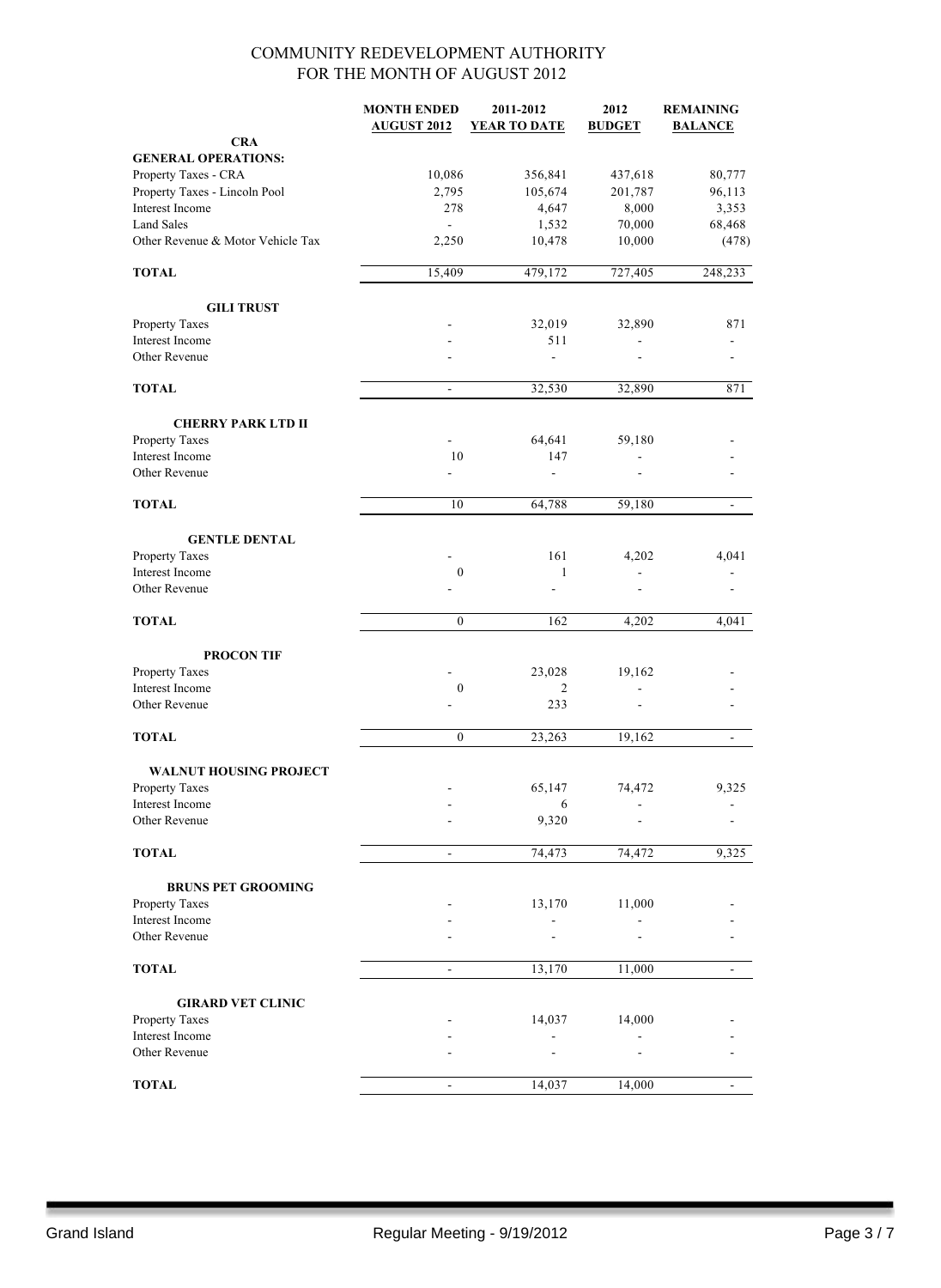# COMMUNITY REDEVELOPMENT AUTHORITY
## FOR THE MONTH OF AUGUST 2012

| | MONTH ENDED AUGUST 2012 | 2011-2012 YEAR TO DATE | 2012 BUDGET | REMAINING BALANCE |
|---|---|---|---|---|
| **CRA** | | | | |
| **GENERAL OPERATIONS:** | | | | |
| Property Taxes - CRA | 10,086 | 356,841 | 437,618 | 80,777 |
| Property Taxes - Lincoln Pool | 2,795 | 105,674 | 201,787 | 96,113 |
| Interest Income | 278 | 4,647 | 8,000 | 3,353 |
| Land Sales | - | 1,532 | 70,000 | 68,468 |
| Other Revenue & Motor Vehicle Tax | 2,250 | 10,478 | 10,000 | (478) |
| **TOTAL** | 15,409 | 479,172 | 727,405 | 248,233 |
| **GILI TRUST** | | | | |
| Property Taxes | - | 32,019 | 32,890 | 871 |
| Interest Income | - | 511 | - | - |
| Other Revenue | - | - | - | - |
| **TOTAL** | - | 32,530 | 32,890 | 871 |
| **CHERRY PARK LTD II** | | | | |
| Property Taxes | - | 64,641 | 59,180 | - |
| Interest Income | 10 | 147 | - | - |
| Other Revenue | - | - | - | - |
| **TOTAL** | 10 | 64,788 | 59,180 | - |
| **GENTLE DENTAL** | | | | |
| Property Taxes | - | 161 | 4,202 | 4,041 |
| Interest Income | 0 | 1 | - | - |
| Other Revenue | - | - | - | - |
| **TOTAL** | 0 | 162 | 4,202 | 4,041 |
| **PROCON TIF** | | | | |
| Property Taxes | - | 23,028 | 19,162 | - |
| Interest Income | 0 | 2 | - | - |
| Other Revenue | - | 233 | - | - |
| **TOTAL** | 0 | 23,263 | 19,162 | - |
| **WALNUT HOUSING PROJECT** | | | | |
| Property Taxes | - | 65,147 | 74,472 | 9,325 |
| Interest Income | - | 6 | - | - |
| Other Revenue | - | 9,320 | - | - |
| **TOTAL** | - | 74,473 | 74,472 | 9,325 |
| **BRUNS PET GROOMING** | | | | |
| Property Taxes | - | 13,170 | 11,000 | - |
| Interest Income | - | - | - | - |
| Other Revenue | - | - | - | - |
| **TOTAL** | - | 13,170 | 11,000 | - |
| **GIRARD VET CLINIC** | | | | |
| Property Taxes | - | 14,037 | 14,000 | - |
| Interest Income | - | - | - | - |
| Other Revenue | - | - | - | - |
| **TOTAL** | - | 14,037 | 14,000 | - |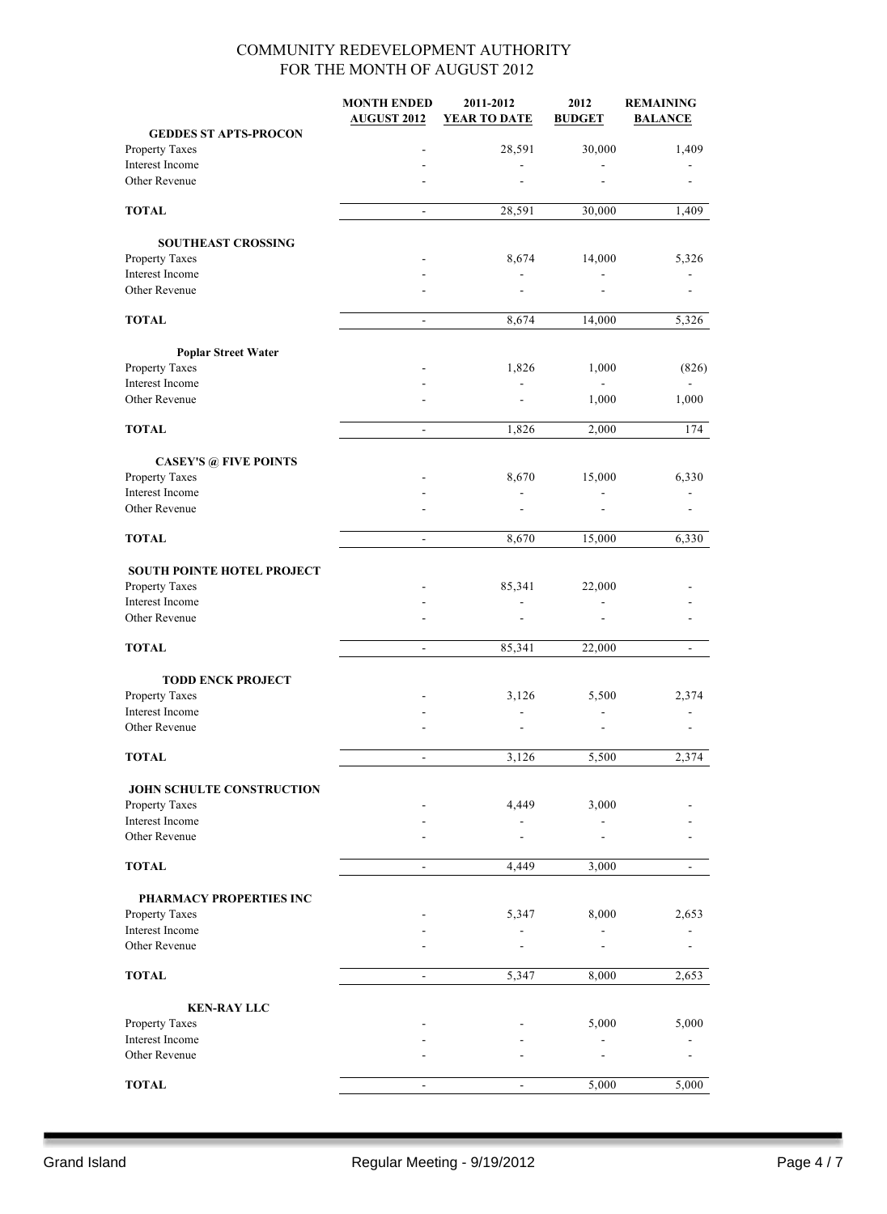# COMMUNITY REDEVELOPMENT AUTHORITY
## FOR THE MONTH OF AUGUST 2012

| | MONTH ENDED AUGUST 2012 | 2011-2012 YEAR TO DATE | 2012 BUDGET | REMAINING BALANCE |
|---|---|---|---|---|
| **GEDDES ST APTS-PROCON** | | | | |
| Property Taxes | - | 28,591 | 30,000 | 1,409 |
| Interest Income | - | - | - | - |
| Other Revenue | - | - | - | - |
| **TOTAL** | - | 28,591 | 30,000 | 1,409 |
| **SOUTHEAST CROSSING** | | | | |
| Property Taxes | - | 8,674 | 14,000 | 5,326 |
| Interest Income | - | - | - | - |
| Other Revenue | - | - | - | - |
| **TOTAL** | - | 8,674 | 14,000 | 5,326 |
| **Poplar Street Water** | | | | |
| Property Taxes | - | 1,826 | 1,000 | (826) |
| Interest Income | - | - | - | - |
| Other Revenue | - | - | 1,000 | 1,000 |
| **TOTAL** | - | 1,826 | 2,000 | 174 |
| **CASEY'S @ FIVE POINTS** | | | | |
| Property Taxes | - | 8,670 | 15,000 | 6,330 |
| Interest Income | - | - | - | - |
| Other Revenue | - | - | - | - |
| **TOTAL** | - | 8,670 | 15,000 | 6,330 |
| **SOUTH POINTE HOTEL PROJECT** | | | | |
| Property Taxes | - | 85,341 | 22,000 | - |
| Interest Income | - | - | - | - |
| Other Revenue | - | - | - | - |
| **TOTAL** | - | 85,341 | 22,000 | - |
| **TODD ENCK PROJECT** | | | | |
| Property Taxes | - | 3,126 | 5,500 | 2,374 |
| Interest Income | - | - | - | - |
| Other Revenue | - | - | - | - |
| **TOTAL** | - | 3,126 | 5,500 | 2,374 |
| **JOHN SCHULTE CONSTRUCTION** | | | | |
| Property Taxes | - | 4,449 | 3,000 | - |
| Interest Income | - | - | - | - |
| Other Revenue | - | - | - | - |
| **TOTAL** | - | 4,449 | 3,000 | - |
| **PHARMACY PROPERTIES INC** | | | | |
| Property Taxes | - | 5,347 | 8,000 | 2,653 |
| Interest Income | - | - | - | - |
| Other Revenue | - | - | - | - |
| **TOTAL** | - | 5,347 | 8,000 | 2,653 |
| **KEN-RAY LLC** | | | | |
| Property Taxes | - | - | 5,000 | 5,000 |
| Interest Income | - | - | - | - |
| Other Revenue | - | - | - | - |
| **TOTAL** | - | - | 5,000 | 5,000 |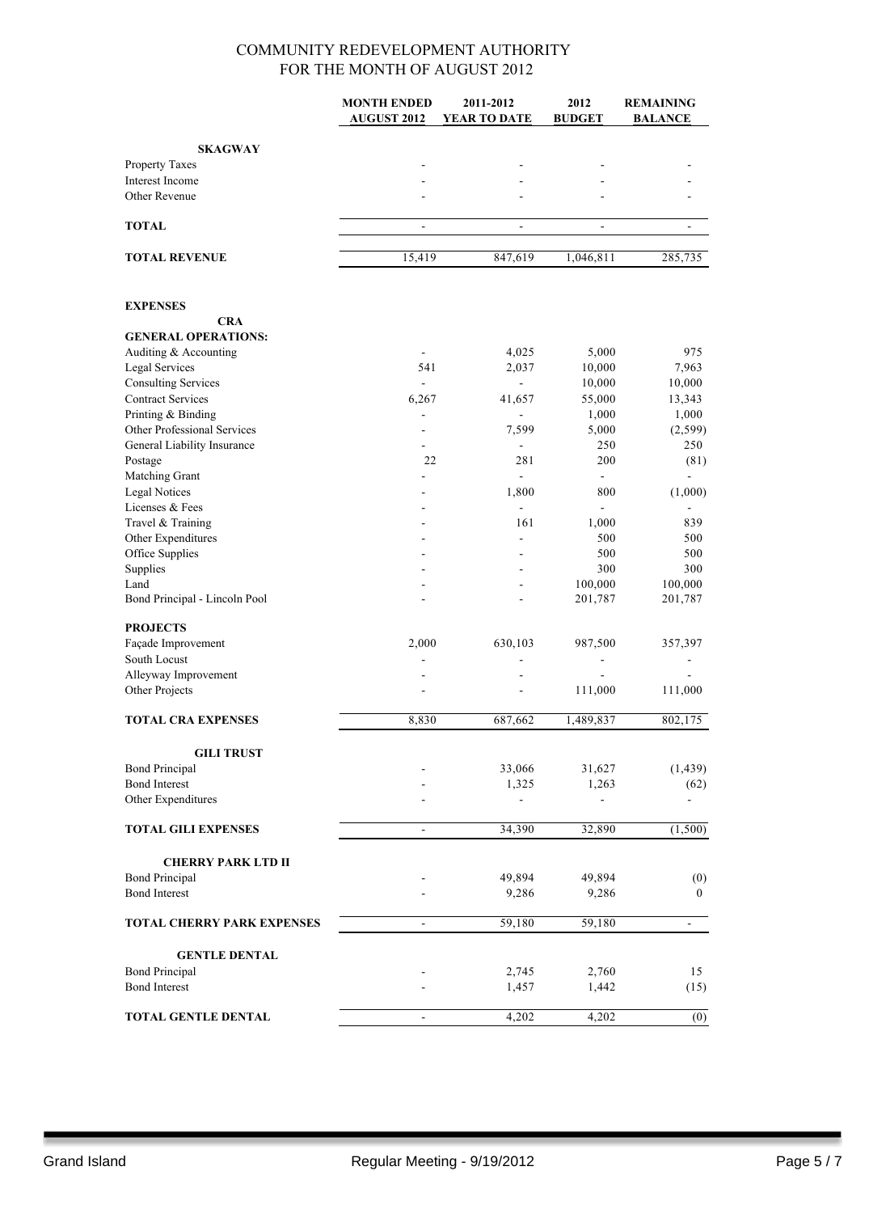COMMUNITY REDEVELOPMENT AUTHORITY
FOR THE MONTH OF AUGUST 2012

| | MONTH ENDED AUGUST 2012 | 2011-2012 YEAR TO DATE | 2012 BUDGET | REMAINING BALANCE |
|---|---|---|---|---|
| **SKAGWAY** | | | | |
| Property Taxes | - | - | - | - |
| Interest Income | - | - | - | - |
| Other Revenue | - | - | - | - |
| **TOTAL** | - | - | - | - |
| **TOTAL REVENUE** | 15,419 | 847,619 | 1,046,811 | 285,735 |
| **EXPENSES** | | | | |
| **CRA** | | | | |
| **GENERAL OPERATIONS:** | | | | |
| Auditing & Accounting | - | 4,025 | 5,000 | 975 |
| Legal Services | 541 | 2,037 | 10,000 | 7,963 |
| Consulting Services | - | - | 10,000 | 10,000 |
| Contract Services | 6,267 | 41,657 | 55,000 | 13,343 |
| Printing & Binding | - | - | 1,000 | 1,000 |
| Other Professional Services | - | 7,599 | 5,000 | (2,599) |
| General Liability Insurance | - | - | 250 | 250 |
| Postage | 22 | 281 | 200 | (81) |
| Matching Grant | - | - | - | - |
| Legal Notices | - | 1,800 | 800 | (1,000) |
| Licenses & Fees | - | - | - | - |
| Travel & Training | - | 161 | 1,000 | 839 |
| Other Expenditures | - | - | 500 | 500 |
| Office Supplies | - | - | 500 | 500 |
| Supplies | - | - | 300 | 300 |
| Land | - | - | 100,000 | 100,000 |
| Bond Principal - Lincoln Pool | - | - | 201,787 | 201,787 |
| **PROJECTS** | | | | |
| Façade Improvement | 2,000 | 630,103 | 987,500 | 357,397 |
| South Locust | - | - | - | - |
| Alleyway Improvement | - | - | - | - |
| Other Projects | - | - | 111,000 | 111,000 |
| **TOTAL CRA EXPENSES** | 8,830 | 687,662 | 1,489,837 | 802,175 |
| **GILI TRUST** | | | | |
| Bond Principal | - | 33,066 | 31,627 | (1,439) |
| Bond Interest | - | 1,325 | 1,263 | (62) |
| Other Expenditures | - | - | - | - |
| **TOTAL GILI EXPENSES** | - | 34,390 | 32,890 | (1,500) |
| **CHERRY PARK LTD II** | | | | |
| Bond Principal | - | 49,894 | 49,894 | (0) |
| Bond Interest | - | 9,286 | 9,286 | 0 |
| **TOTAL CHERRY PARK EXPENSES** | - | 59,180 | 59,180 | - |
| **GENTLE DENTAL** | | | | |
| Bond Principal | - | 2,745 | 2,760 | 15 |
| Bond Interest | - | 1,457 | 1,442 | (15) |
| **TOTAL GENTLE DENTAL** | - | 4,202 | 4,202 | (0) |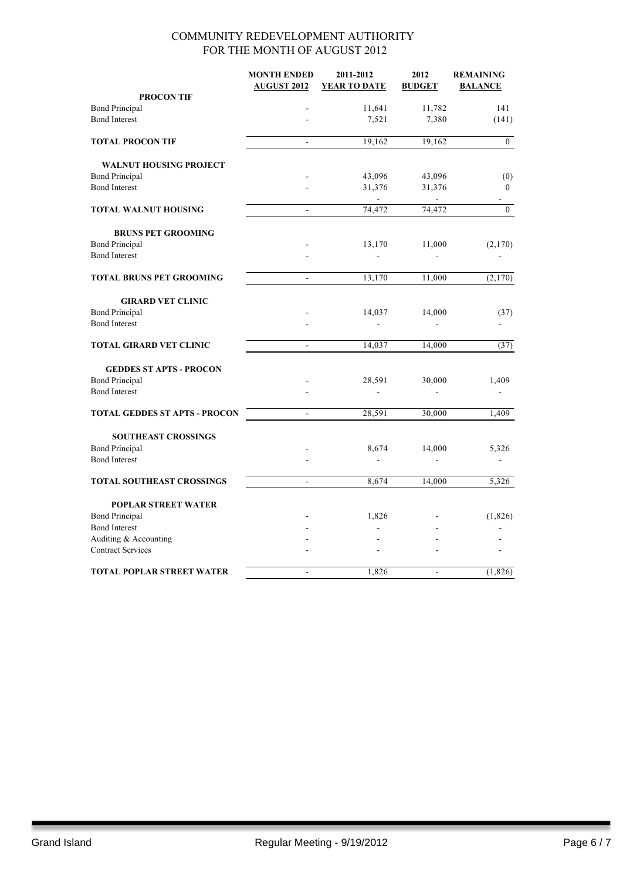# COMMUNITY REDEVELOPMENT AUTHORITY
## FOR THE MONTH OF AUGUST 2012

| | MONTH ENDED AUGUST 2012 | 2011-2012 YEAR TO DATE | 2012 BUDGET | REMAINING BALANCE |
|---|---|---|---|---|
| **PROCON TIF** | | | | |
| Bond Principal | - | 11,641 | 11,782 | 141 |
| Bond Interest | - | 7,521 | 7,380 | (141) |
| **TOTAL PROCON TIF** | - | 19,162 | 19,162 | 0 |
| **WALNUT HOUSING PROJECT** | | | | |
| Bond Principal | - | 43,096 | 43,096 | (0) |
| Bond Interest | - | 31,376 | 31,376 | 0 |
| | | - | - | - |
| **TOTAL WALNUT HOUSING** | - | 74,472 | 74,472 | 0 |
| **BRUNS PET GROOMING** | | | | |
| Bond Principal | - | 13,170 | 11,000 | (2,170) |
| Bond Interest | - | - | - | - |
| **TOTAL BRUNS PET GROOMING** | - | 13,170 | 11,000 | (2,170) |
| **GIRARD VET CLINIC** | | | | |
| Bond Principal | - | 14,037 | 14,000 | (37) |
| Bond Interest | - | - | - | - |
| **TOTAL GIRARD VET CLINIC** | - | 14,037 | 14,000 | (37) |
| **GEDDES ST APTS - PROCON** | | | | |
| Bond Principal | - | 28,591 | 30,000 | 1,409 |
| Bond Interest | - | - | - | - |
| **TOTAL GEDDES ST APTS - PROCON** | - | 28,591 | 30,000 | 1,409 |
| **SOUTHEAST CROSSINGS** | | | | |
| Bond Principal | - | 8,674 | 14,000 | 5,326 |
| Bond Interest | - | - | - | - |
| **TOTAL SOUTHEAST CROSSINGS** | - | 8,674 | 14,000 | 5,326 |
| **POPLAR STREET WATER** | | | | |
| Bond Principal | - | 1,826 | - | (1,826) |
| Bond Interest | - | - | - | - |
| Auditing & Accounting | - | - | - | - |
| Contract Services | - | - | - | - |
| **TOTAL POPLAR STREET WATER** | - | 1,826 | - | (1,826) |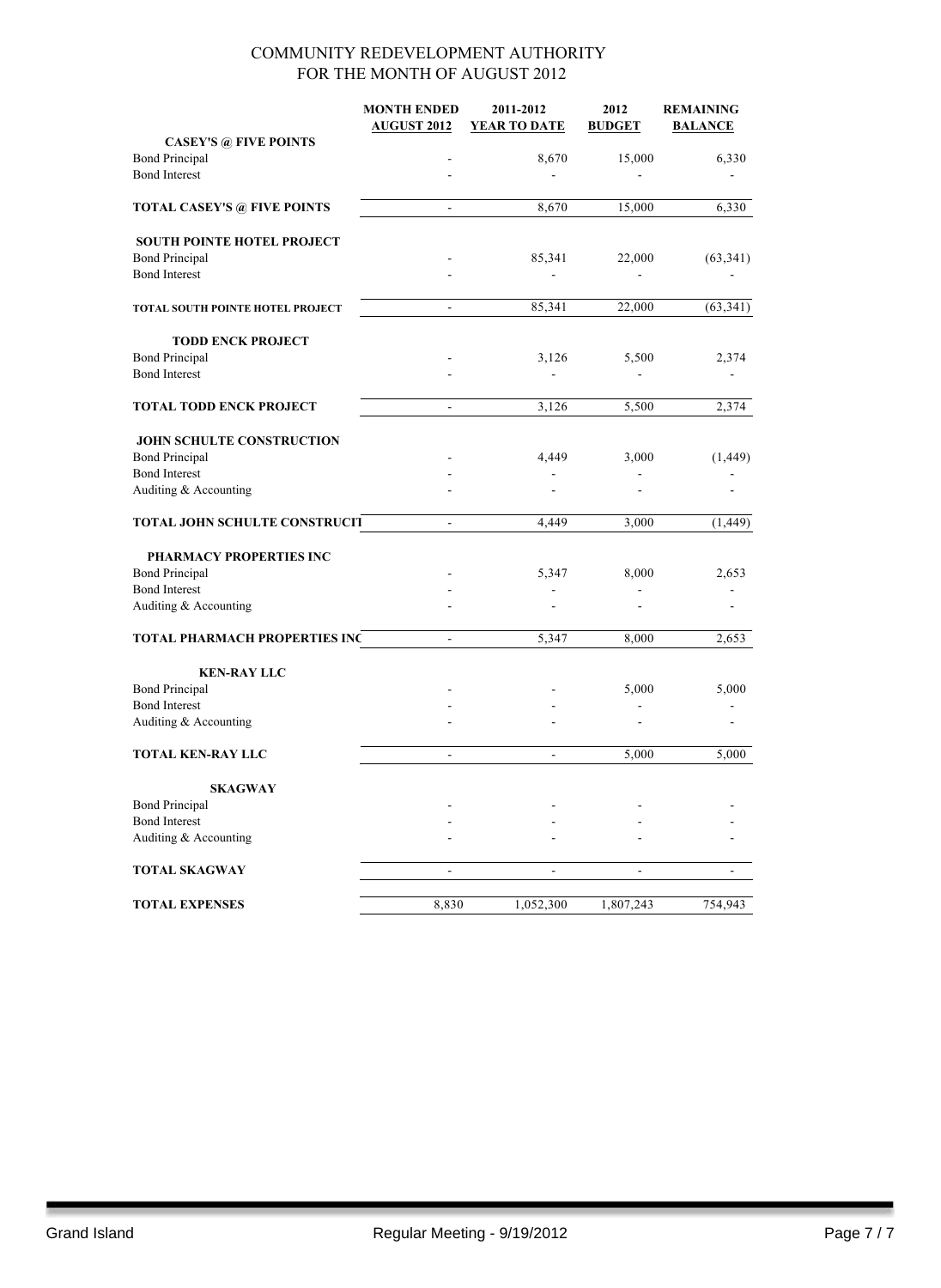COMMUNITY REDEVELOPMENT AUTHORITY
FOR THE MONTH OF AUGUST 2012

| | MONTH ENDED AUGUST 2012 | 2011-2012 YEAR TO DATE | 2012 BUDGET | REMAINING BALANCE |
|---|---|---|---|---|
| **CASEY'S @ FIVE POINTS** | | | | |
| Bond Principal | - | 8,670 | 15,000 | 6,330 |
| Bond Interest | - | - | - | - |
| **TOTAL CASEY'S @ FIVE POINTS** | - | 8,670 | 15,000 | 6,330 |
| **SOUTH POINTE HOTEL PROJECT** | | | | |
| Bond Principal | - | 85,341 | 22,000 | (63,341) |
| Bond Interest | - | - | - | - |
| **TOTAL SOUTH POINTE HOTEL PROJECT** | - | 85,341 | 22,000 | (63,341) |
| **TODD ENCK PROJECT** | | | | |
| Bond Principal | - | 3,126 | 5,500 | 2,374 |
| Bond Interest | - | - | - | - |
| **TOTAL TODD ENCK PROJECT** | - | 3,126 | 5,500 | 2,374 |
| **JOHN SCHULTE CONSTRUCTION** | | | | |
| Bond Principal | - | 4,449 | 3,000 | (1,449) |
| Bond Interest | - | - | - | - |
| Auditing & Accounting | - | - | - | - |
| **TOTAL JOHN SCHULTE CONSTRUCTI** | - | 4,449 | 3,000 | (1,449) |
| **PHARMACY PROPERTIES INC** | | | | |
| Bond Principal | - | 5,347 | 8,000 | 2,653 |
| Bond Interest | - | - | - | - |
| Auditing & Accounting | - | - | - | - |
| **TOTAL PHARMACH PROPERTIES INC** | - | 5,347 | 8,000 | 2,653 |
| **KEN-RAY LLC** | | | | |
| Bond Principal | - | - | 5,000 | 5,000 |
| Bond Interest | - | - | - | - |
| Auditing & Accounting | - | - | - | - |
| **TOTAL KEN-RAY LLC** | - | - | 5,000 | 5,000 |
| **SKAGWAY** | | | | |
| Bond Principal | - | - | - | - |
| Bond Interest | - | - | - | - |
| Auditing & Accounting | - | - | - | - |
| **TOTAL SKAGWAY** | - | - | - | - |
| **TOTAL EXPENSES** | 8,830 | 1,052,300 | 1,807,243 | 754,943 |